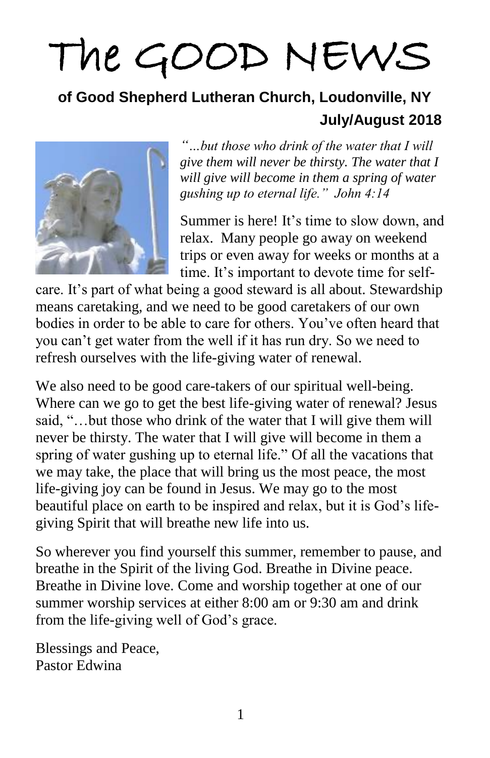# The GOOD NEWS

**of Good Shepherd Lutheran Church, Loudonville, NY**

**July/August 2018**

*"…but those who drink of the water that I will give them will never be thirsty. The water that I will give will become in them a spring of water gushing up to eternal life." John 4:14*

Summer is here! It's time to slow down, and relax. Many people go away on weekend trips or even away for weeks or months at a time. It's important to devote time for self-care. It's part of what being a good steward is all about. Stewardship means caretaking, and we need to be good caretakers of our own bodies in order to be able to care for others. You've often heard that you can't get water from the well if it has run dry. So we need to refresh ourselves with the life-giving water of renewal.

We also need to be good care-takers of our spiritual well-being. Where can we go to get the best life-giving water of renewal? Jesus said, "…but those who drink of the water that I will give them will never be thirsty. The water that I will give will become in them a spring of water gushing up to eternal life." Of all the vacations that we may take, the place that will bring us the most peace, the most life-giving joy can be found in Jesus. We may go to the most beautiful place on earth to be inspired and relax, but it is God's life-giving Spirit that will breathe new life into us.

So wherever you find yourself this summer, remember to pause, and breathe in the Spirit of the living God. Breathe in Divine peace. Breathe in Divine love. Come and worship together at one of our summer worship services at either 8:00 am or 9:30 am and drink from the life-giving well of God's grace.

Blessings and Peace,
Pastor Edwina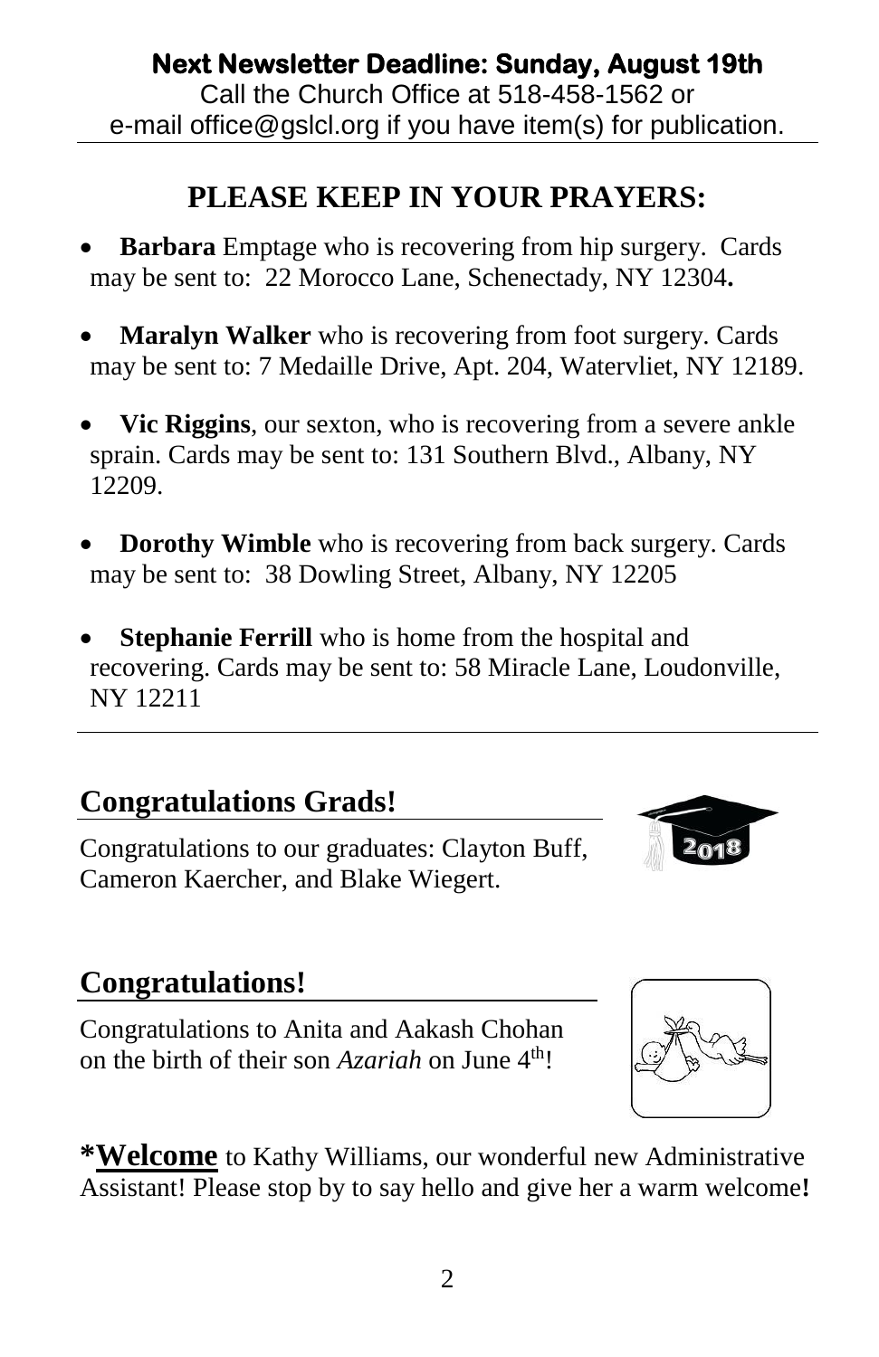**Next Newsletter Deadline: Sunday, August 19th**
Call the Church Office at 518-458-1562 or
e-mail office@gslcl.org if you have item(s) for publication.

## PLEASE KEEP IN YOUR PRAYERS:

- **Barbara** Emptage who is recovering from hip surgery. Cards may be sent to: 22 Morocco Lane, Schenectady, NY 12304**.**
- **Maralyn Walker** who is recovering from foot surgery. Cards may be sent to: 7 Medaille Drive, Apt. 204, Watervliet, NY 12189.
- **Vic Riggins**, our sexton, who is recovering from a severe ankle sprain. Cards may be sent to: 131 Southern Blvd., Albany, NY 12209.
- **Dorothy Wimble** who is recovering from back surgery. Cards may be sent to: 38 Dowling Street, Albany, NY 12205
- **Stephanie Ferrill** who is home from the hospital and recovering. Cards may be sent to: 58 Miracle Lane, Loudonville, NY 12211

## Congratulations Grads!

Congratulations to our graduates: Clayton Buff, Cameron Kaercher, and Blake Wiegert.

## Congratulations!

Congratulations to Anita and Aakash Chohan on the birth of their son *Azariah* on June 4th!

***Welcome** to Kathy Williams, our wonderful new Administrative Assistant! Please stop by to say hello and give her a warm welcome**!**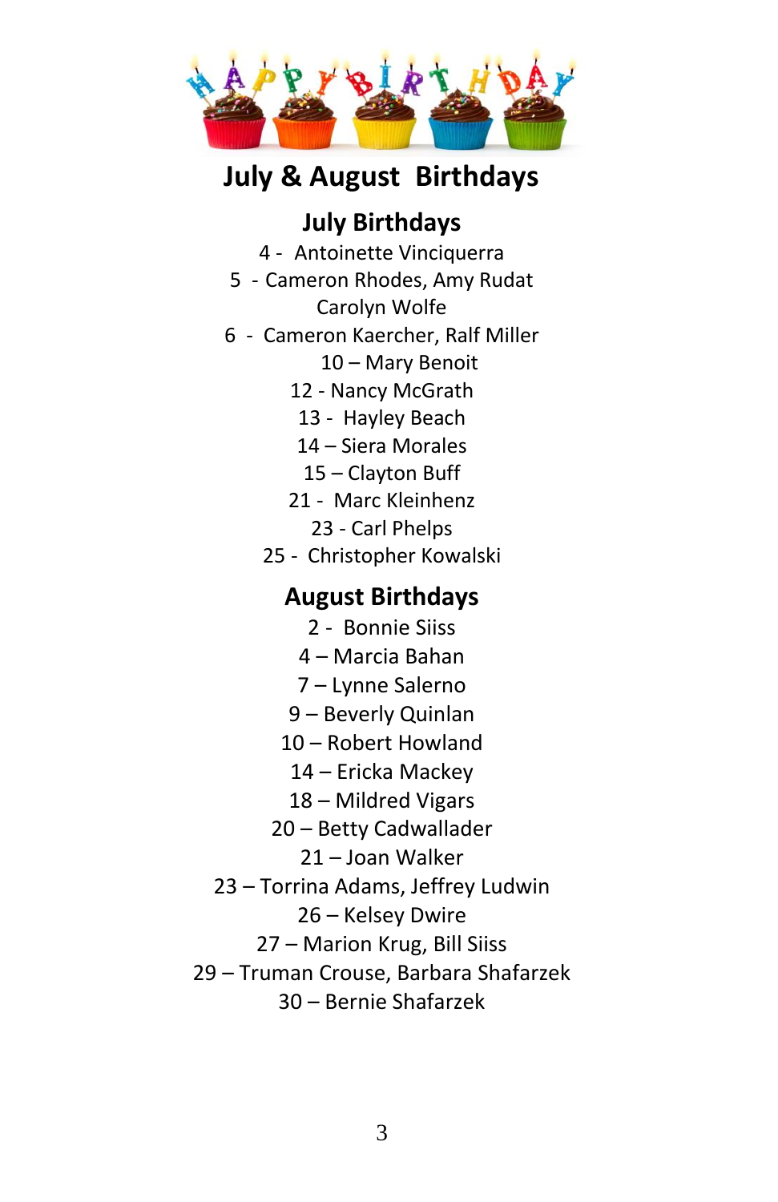# July & August Birthdays

## July Birthdays

4 - Antoinette Vinciquerra
5 - Cameron Rhodes, Amy Rudat
Carolyn Wolfe
6 - Cameron Kaercher, Ralf Miller
10 – Mary Benoit
12 - Nancy McGrath
13 - Hayley Beach
14 – Siera Morales
15 – Clayton Buff
21 - Marc Kleinhenz
23 - Carl Phelps
25 - Christopher Kowalski

## August Birthdays

2 - Bonnie Siiss
4 – Marcia Bahan
7 – Lynne Salerno
9 – Beverly Quinlan
10 – Robert Howland
14 – Ericka Mackey
18 – Mildred Vigars
20 – Betty Cadwallader
21 – Joan Walker
23 – Torrina Adams, Jeffrey Ludwin
26 – Kelsey Dwire
27 – Marion Krug, Bill Siiss
29 – Truman Crouse, Barbara Shafarzek
30 – Bernie Shafarzek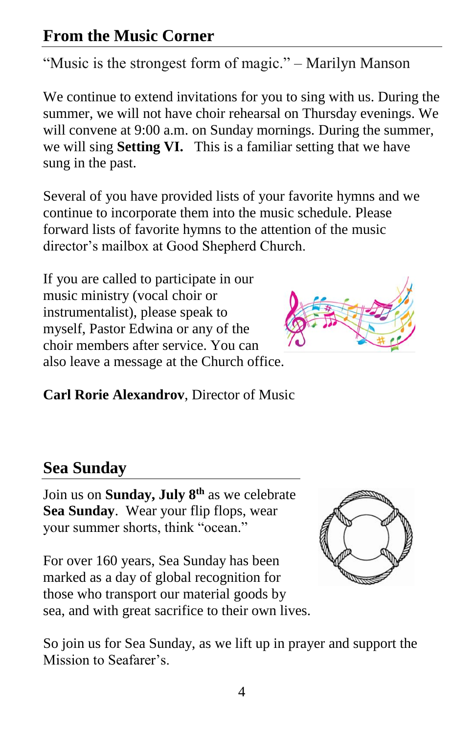## From the Music Corner

"Music is the strongest form of magic." – Marilyn Manson

We continue to extend invitations for you to sing with us. During the summer, we will not have choir rehearsal on Thursday evenings. We will convene at 9:00 a.m. on Sunday mornings. During the summer, we will sing **Setting VI.** This is a familiar setting that we have sung in the past.

Several of you have provided lists of your favorite hymns and we continue to incorporate them into the music schedule. Please forward lists of favorite hymns to the attention of the music director's mailbox at Good Shepherd Church.

If you are called to participate in our music ministry (vocal choir or instrumentalist), please speak to myself, Pastor Edwina or any of the choir members after service. You can also leave a message at the Church office.

**Carl Rorie Alexandrov**, Director of Music

## Sea Sunday

Join us on **Sunday, July 8th** as we celebrate **Sea Sunday**. Wear your flip flops, wear your summer shorts, think "ocean."

For over 160 years, Sea Sunday has been marked as a day of global recognition for those who transport our material goods by sea, and with great sacrifice to their own lives.

So join us for Sea Sunday, as we lift up in prayer and support the Mission to Seafarer's.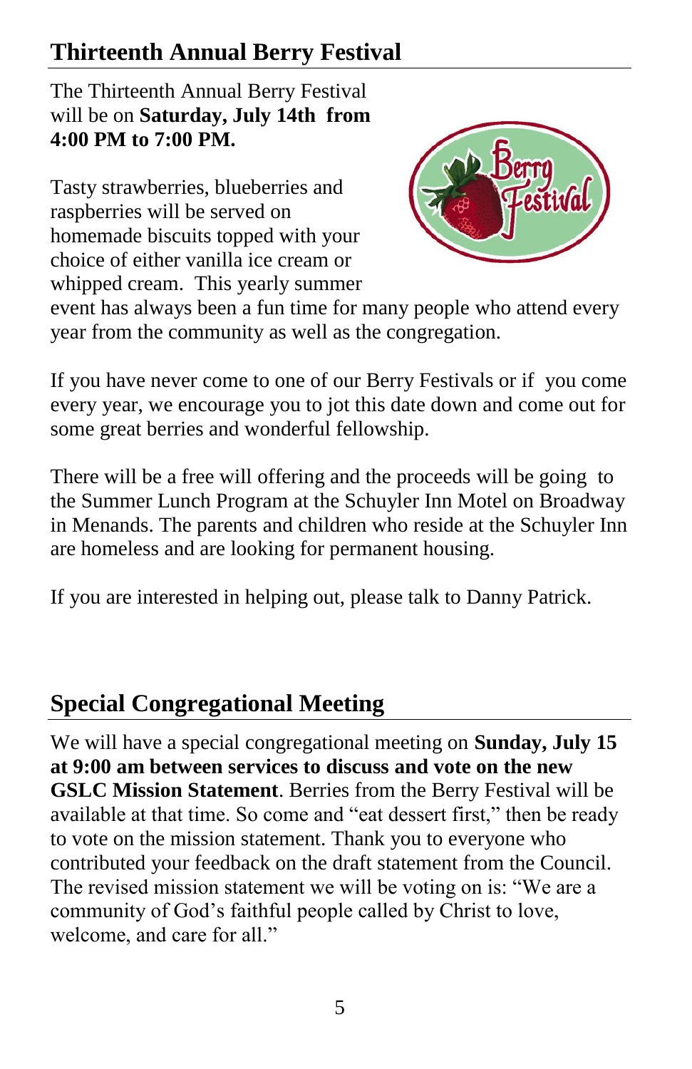## Thirteenth Annual Berry Festival

The Thirteenth Annual Berry Festival will be on **Saturday, July 14th from 4:00 PM to 7:00 PM.**

Tasty strawberries, blueberries and raspberries will be served on homemade biscuits topped with your choice of either vanilla ice cream or whipped cream. This yearly summer event has always been a fun time for many people who attend every year from the community as well as the congregation.

If you have never come to one of our Berry Festivals or if you come every year, we encourage you to jot this date down and come out for some great berries and wonderful fellowship.

There will be a free will offering and the proceeds will be going to the Summer Lunch Program at the Schuyler Inn Motel on Broadway in Menands. The parents and children who reside at the Schuyler Inn are homeless and are looking for permanent housing.

If you are interested in helping out, please talk to Danny Patrick.

## Special Congregational Meeting

We will have a special congregational meeting on **Sunday, July 15 at 9:00 am between services to discuss and vote on the new GSLC Mission Statement**. Berries from the Berry Festival will be available at that time. So come and "eat dessert first," then be ready to vote on the mission statement. Thank you to everyone who contributed your feedback on the draft statement from the Council. The revised mission statement we will be voting on is: "We are a community of God's faithful people called by Christ to love, welcome, and care for all."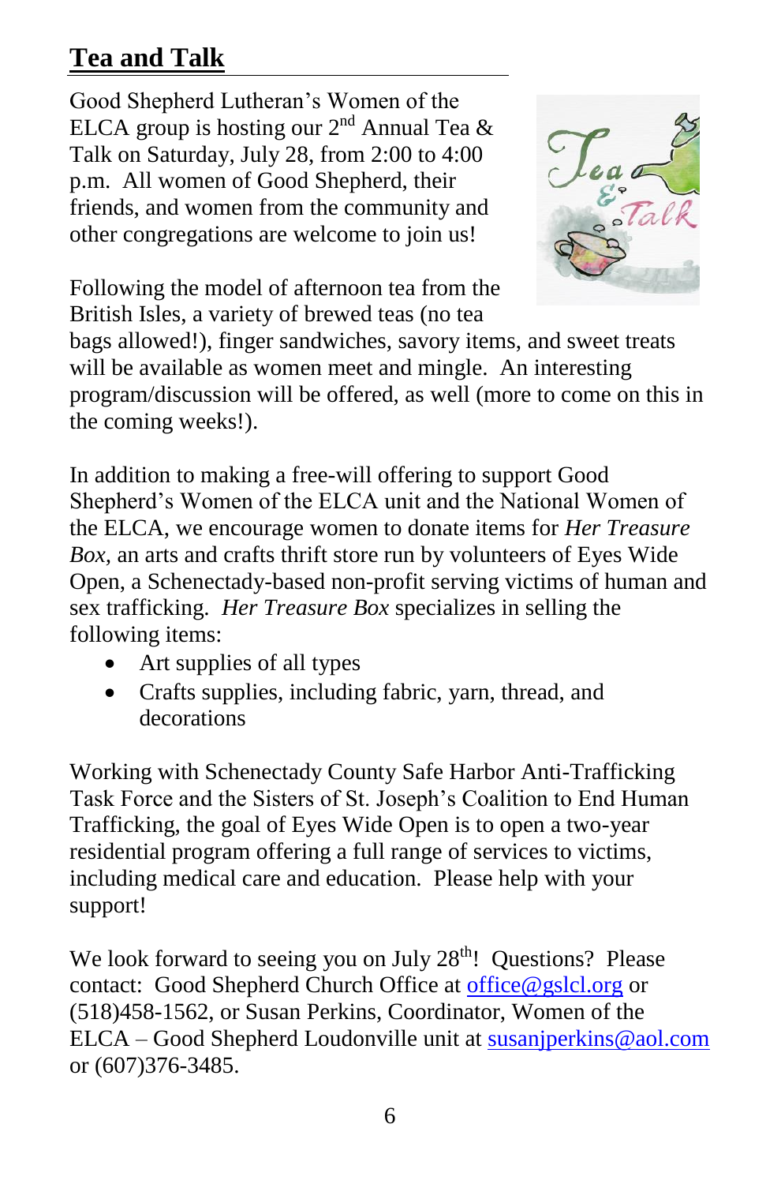## Tea and Talk

Good Shepherd Lutheran's Women of the ELCA group is hosting our 2nd Annual Tea & Talk on Saturday, July 28, from 2:00 to 4:00 p.m. All women of Good Shepherd, their friends, and women from the community and other congregations are welcome to join us!

Following the model of afternoon tea from the British Isles, a variety of brewed teas (no tea bags allowed!), finger sandwiches, savory items, and sweet treats will be available as women meet and mingle. An interesting program/discussion will be offered, as well (more to come on this in the coming weeks!).

In addition to making a free-will offering to support Good Shepherd's Women of the ELCA unit and the National Women of the ELCA, we encourage women to donate items for *Her Treasure Box*, an arts and crafts thrift store run by volunteers of Eyes Wide Open, a Schenectady-based non-profit serving victims of human and sex trafficking. *Her Treasure Box* specializes in selling the following items:

- Art supplies of all types
- Crafts supplies, including fabric, yarn, thread, and decorations

Working with Schenectady County Safe Harbor Anti-Trafficking Task Force and the Sisters of St. Joseph's Coalition to End Human Trafficking, the goal of Eyes Wide Open is to open a two-year residential program offering a full range of services to victims, including medical care and education. Please help with your support!

We look forward to seeing you on July 28th! Questions? Please contact: Good Shepherd Church Office at office@gslcl.org or (518)458-1562, or Susan Perkins, Coordinator, Women of the ELCA – Good Shepherd Loudonville unit at susanjperkins@aol.com or (607)376-3485.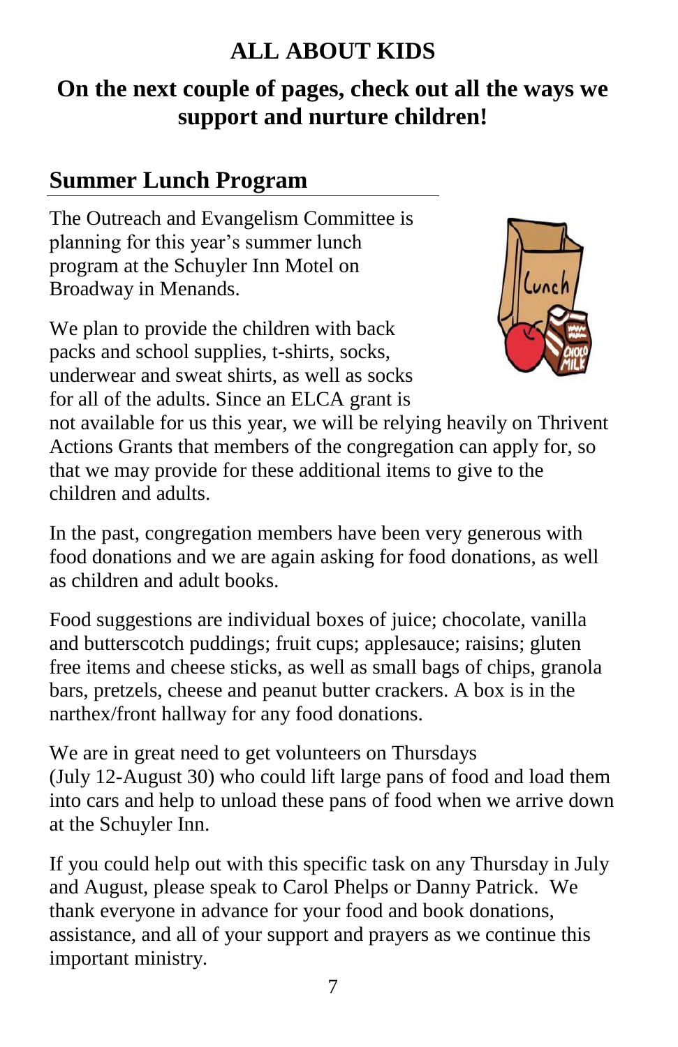# ALL ABOUT KIDS

## On the next couple of pages, check out all the ways we support and nurture children!

## Summer Lunch Program

The Outreach and Evangelism Committee is planning for this year's summer lunch program at the Schuyler Inn Motel on Broadway in Menands.

We plan to provide the children with back packs and school supplies, t-shirts, socks, underwear and sweat shirts, as well as socks for all of the adults. Since an ELCA grant is not available for us this year, we will be relying heavily on Thrivent Actions Grants that members of the congregation can apply for, so that we may provide for these additional items to give to the children and adults.

In the past, congregation members have been very generous with food donations and we are again asking for food donations, as well as children and adult books.

Food suggestions are individual boxes of juice; chocolate, vanilla and butterscotch puddings; fruit cups; applesauce; raisins; gluten free items and cheese sticks, as well as small bags of chips, granola bars, pretzels, cheese and peanut butter crackers. A box is in the narthex/front hallway for any food donations.

We are in great need to get volunteers on Thursdays (July 12-August 30) who could lift large pans of food and load them into cars and help to unload these pans of food when we arrive down at the Schuyler Inn.

If you could help out with this specific task on any Thursday in July and August, please speak to Carol Phelps or Danny Patrick. We thank everyone in advance for your food and book donations, assistance, and all of your support and prayers as we continue this important ministry.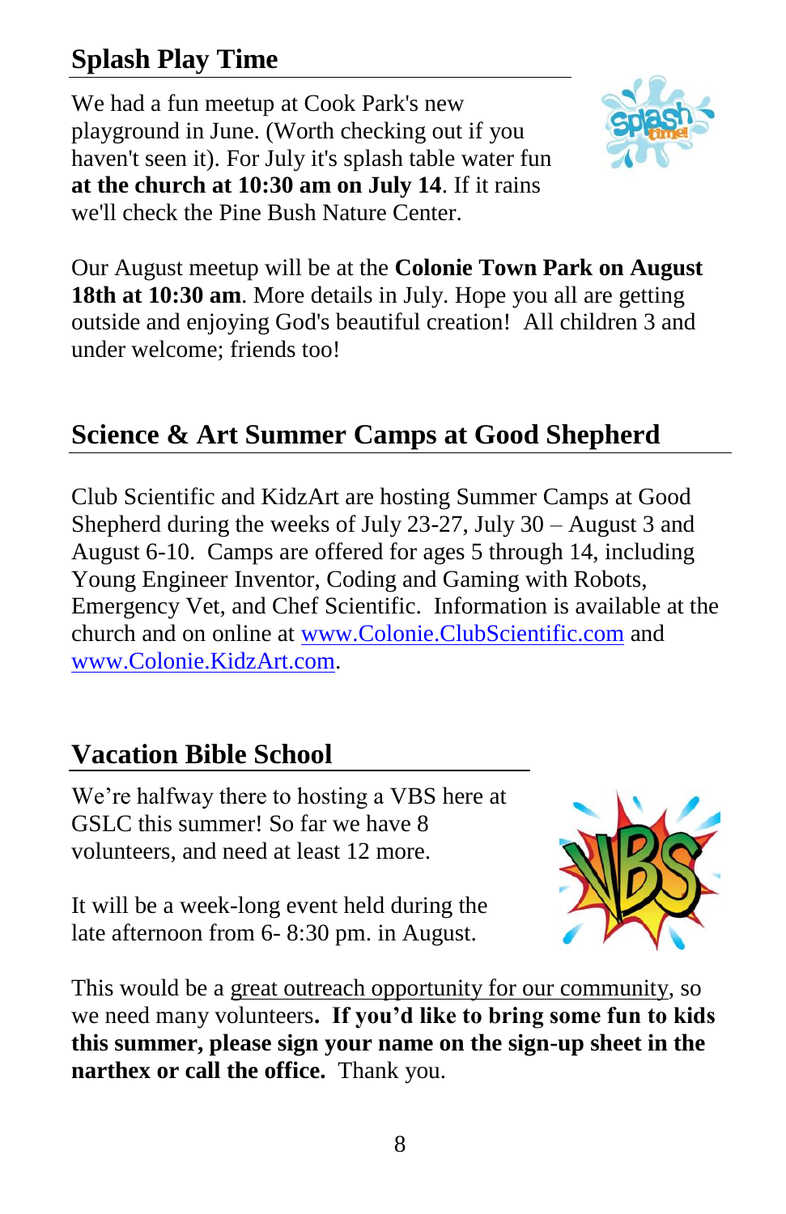## Splash Play Time

We had a fun meetup at Cook Park's new playground in June. (Worth checking out if you haven't seen it). For July it's splash table water fun **at the church at 10:30 am on July 14**. If it rains we'll check the Pine Bush Nature Center.

Our August meetup will be at the **Colonie Town Park on August 18th at 10:30 am**. More details in July. Hope you all are getting outside and enjoying God's beautiful creation! All children 3 and under welcome; friends too!

## Science & Art Summer Camps at Good Shepherd

Club Scientific and KidzArt are hosting Summer Camps at Good Shepherd during the weeks of July 23-27, July 30 – August 3 and August 6-10. Camps are offered for ages 5 through 14, including Young Engineer Inventor, Coding and Gaming with Robots, Emergency Vet, and Chef Scientific. Information is available at the church and on online at www.Colonie.ClubScientific.com and www.Colonie.KidzArt.com.

## Vacation Bible School

We're halfway there to hosting a VBS here at GSLC this summer! So far we have 8 volunteers, and need at least 12 more.

It will be a week-long event held during the late afternoon from 6- 8:30 pm. in August.

This would be a great outreach opportunity for our community, so we need many volunteers**. If you'd like to bring some fun to kids this summer, please sign your name on the sign-up sheet in the narthex or call the office.** Thank you.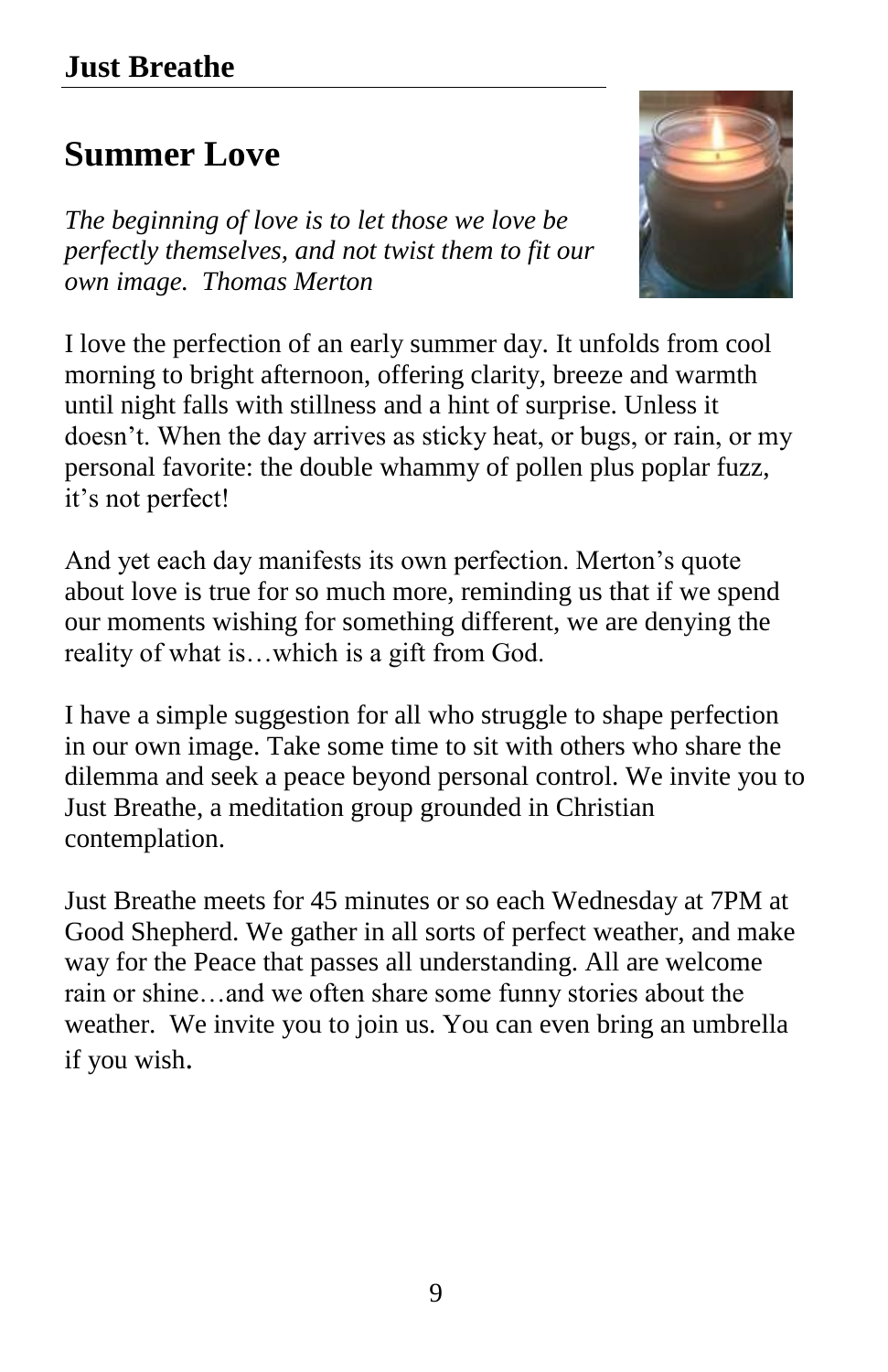## Just Breathe

# Summer Love

*The beginning of love is to let those we love be perfectly themselves, and not twist them to fit our own image. Thomas Merton*

I love the perfection of an early summer day. It unfolds from cool morning to bright afternoon, offering clarity, breeze and warmth until night falls with stillness and a hint of surprise. Unless it doesn't. When the day arrives as sticky heat, or bugs, or rain, or my personal favorite: the double whammy of pollen plus poplar fuzz, it's not perfect!

And yet each day manifests its own perfection. Merton's quote about love is true for so much more, reminding us that if we spend our moments wishing for something different, we are denying the reality of what is…which is a gift from God.

I have a simple suggestion for all who struggle to shape perfection in our own image. Take some time to sit with others who share the dilemma and seek a peace beyond personal control. We invite you to Just Breathe, a meditation group grounded in Christian contemplation.

Just Breathe meets for 45 minutes or so each Wednesday at 7PM at Good Shepherd. We gather in all sorts of perfect weather, and make way for the Peace that passes all understanding. All are welcome rain or shine…and we often share some funny stories about the weather. We invite you to join us. You can even bring an umbrella if you wish.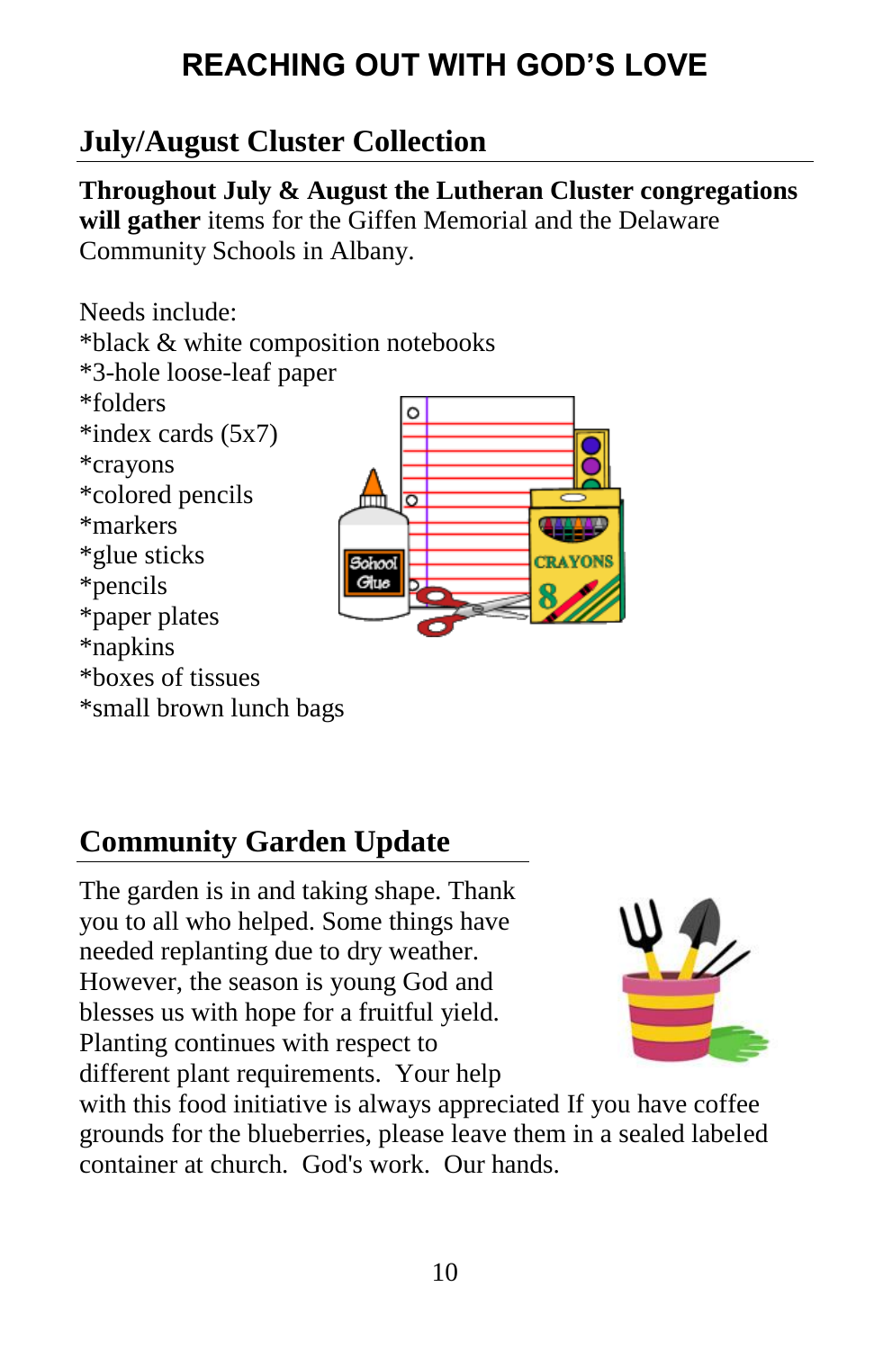# REACHING OUT WITH GOD'S LOVE

## July/August Cluster Collection

**Throughout July & August the Lutheran Cluster congregations will gather** items for the Giffen Memorial and the Delaware Community Schools in Albany.

Needs include:
*black & white composition notebooks
*3-hole loose-leaf paper
*folders
*index cards (5x7)
*crayons
*colored pencils
*markers
*glue sticks
*pencils
*paper plates
*napkins
*boxes of tissues
*small brown lunch bags

## Community Garden Update

The garden is in and taking shape. Thank you to all who helped. Some things have needed replanting due to dry weather. However, the season is young God and blesses us with hope for a fruitful yield. Planting continues with respect to different plant requirements.  Your help with this food initiative is always appreciated If you have coffee grounds for the blueberries, please leave them in a sealed labeled container at church.  God's work.  Our hands.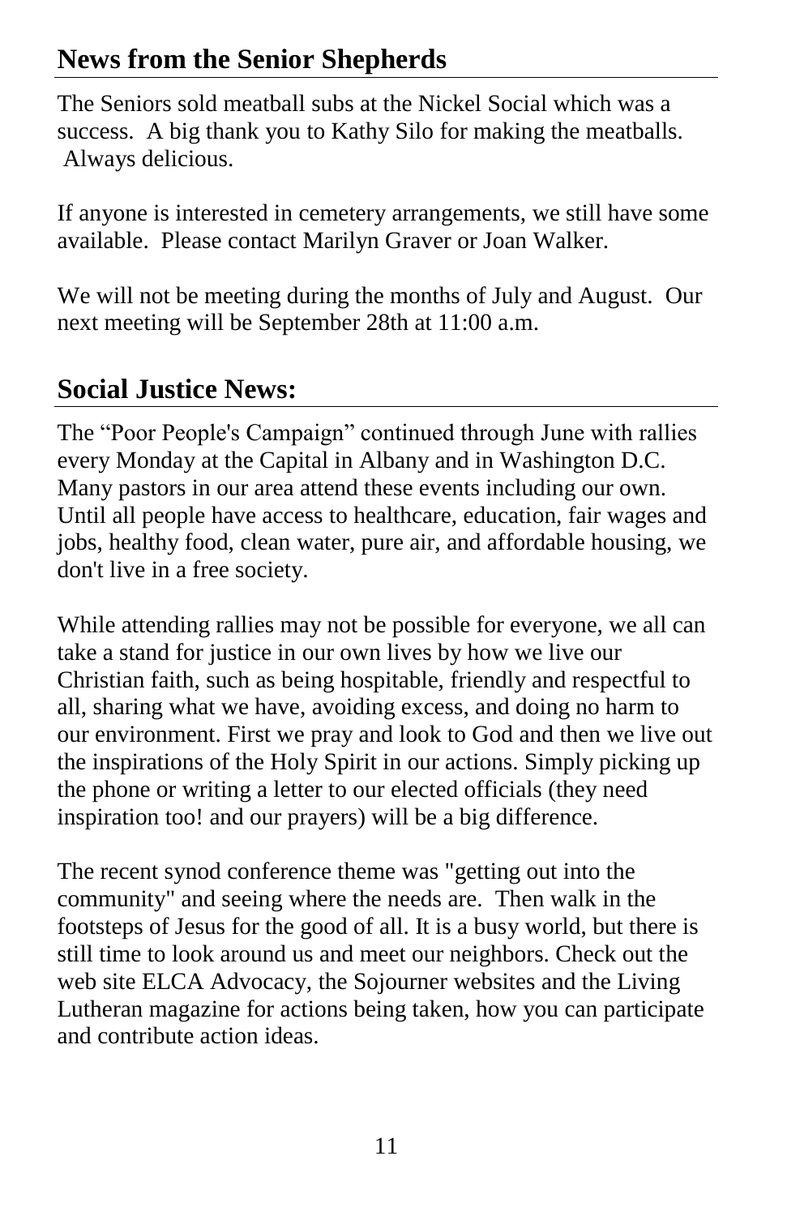## News from the Senior Shepherds

The Seniors sold meatball subs at the Nickel Social which was a success. A big thank you to Kathy Silo for making the meatballs. Always delicious.

If anyone is interested in cemetery arrangements, we still have some available. Please contact Marilyn Graver or Joan Walker.

We will not be meeting during the months of July and August. Our next meeting will be September 28th at 11:00 a.m.

## Social Justice News:

The "Poor People's Campaign" continued through June with rallies every Monday at the Capital in Albany and in Washington D.C. Many pastors in our area attend these events including our own. Until all people have access to healthcare, education, fair wages and jobs, healthy food, clean water, pure air, and affordable housing, we don't live in a free society.

While attending rallies may not be possible for everyone, we all can take a stand for justice in our own lives by how we live our Christian faith, such as being hospitable, friendly and respectful to all, sharing what we have, avoiding excess, and doing no harm to our environment. First we pray and look to God and then we live out the inspirations of the Holy Spirit in our actions. Simply picking up the phone or writing a letter to our elected officials (they need inspiration too! and our prayers) will be a big difference.

The recent synod conference theme was "getting out into the community" and seeing where the needs are. Then walk in the footsteps of Jesus for the good of all. It is a busy world, but there is still time to look around us and meet our neighbors. Check out the web site ELCA Advocacy, the Sojourner websites and the Living Lutheran magazine for actions being taken, how you can participate and contribute action ideas.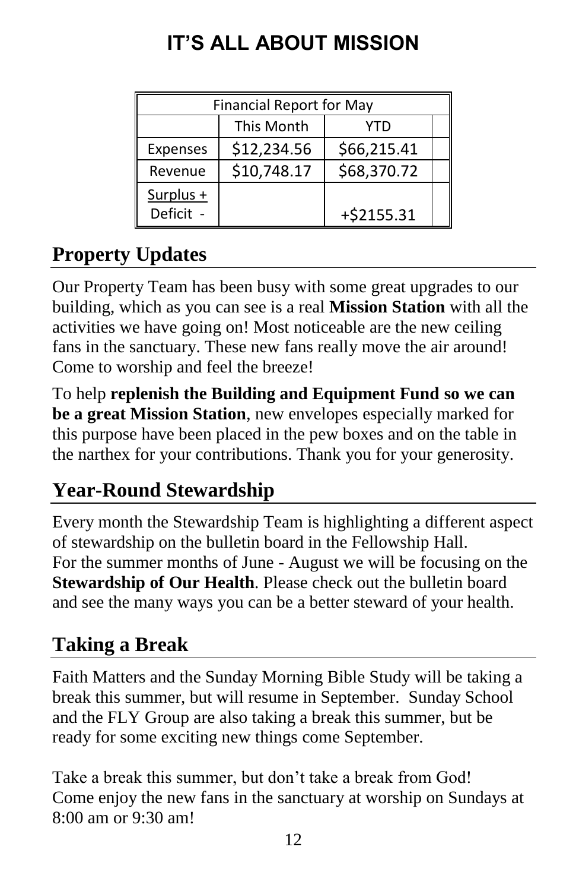# IT'S ALL ABOUT MISSION

| Financial Report for May | | | |
|---|---|---|---|
| | This Month | YTD | |
| Expenses | $12,234.56 | $66,215.41 | |
| Revenue | $10,748.17 | $68,370.72 | |
| Surplus + Deficit - | | +$2155.31 | |

## Property Updates

Our Property Team has been busy with some great upgrades to our building, which as you can see is a real **Mission Station** with all the activities we have going on! Most noticeable are the new ceiling fans in the sanctuary. These new fans really move the air around! Come to worship and feel the breeze!

To help **replenish the Building and Equipment Fund so we can be a great Mission Station**, new envelopes especially marked for this purpose have been placed in the pew boxes and on the table in the narthex for your contributions. Thank you for your generosity.

## Year-Round Stewardship

Every month the Stewardship Team is highlighting a different aspect of stewardship on the bulletin board in the Fellowship Hall.
For the summer months of June - August we will be focusing on the **Stewardship of Our Health**. Please check out the bulletin board and see the many ways you can be a better steward of your health.

## Taking a Break

Faith Matters and the Sunday Morning Bible Study will be taking a break this summer, but will resume in September. Sunday School and the FLY Group are also taking a break this summer, but be ready for some exciting new things come September.

Take a break this summer, but don't take a break from God!
Come enjoy the new fans in the sanctuary at worship on Sundays at 8:00 am or 9:30 am!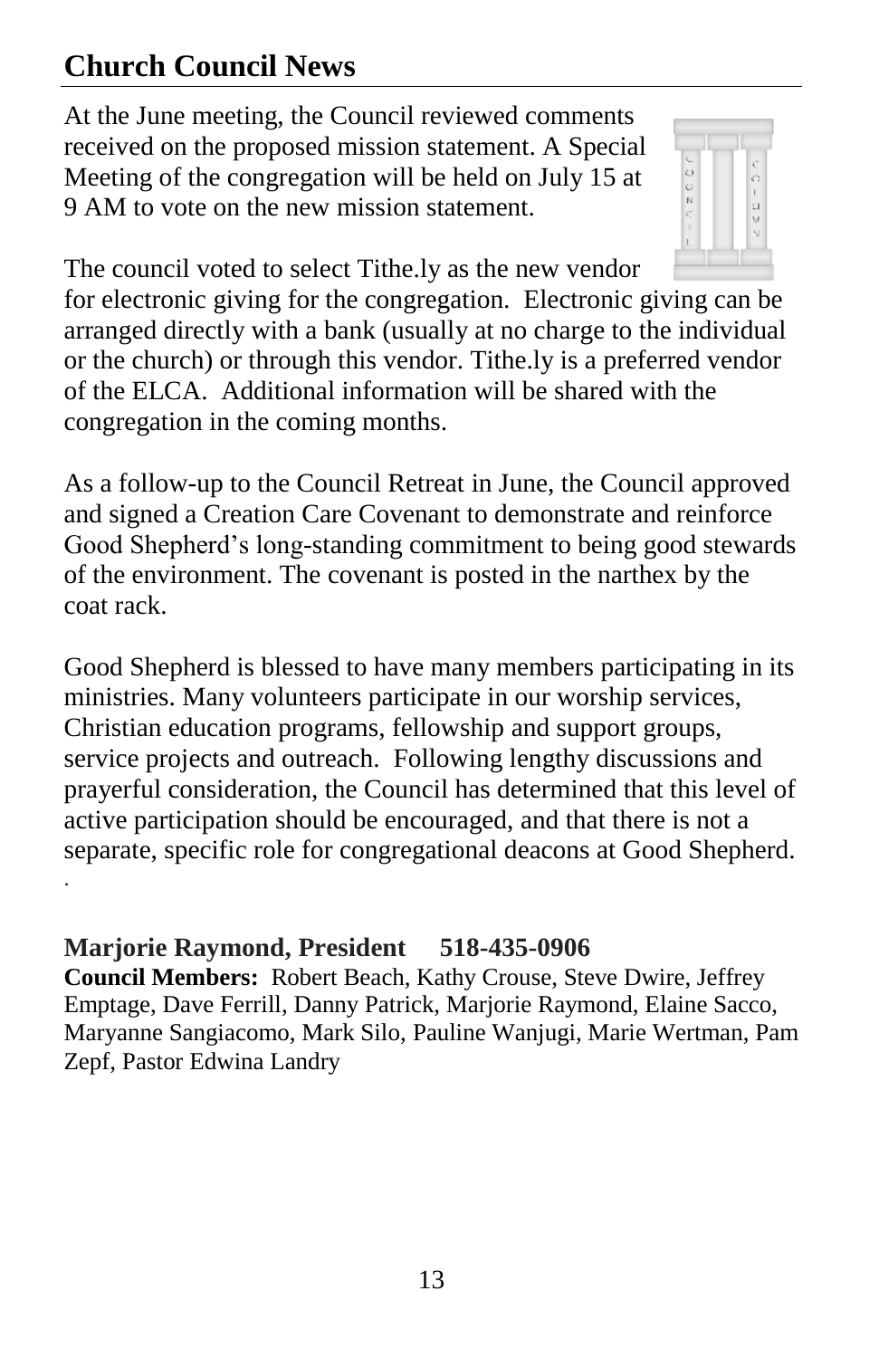## Church Council News

At the June meeting, the Council reviewed comments received on the proposed mission statement. A Special Meeting of the congregation will be held on July 15 at 9 AM to vote on the new mission statement.

The council voted to select Tithe.ly as the new vendor for electronic giving for the congregation. Electronic giving can be arranged directly with a bank (usually at no charge to the individual or the church) or through this vendor. Tithe.ly is a preferred vendor of the ELCA. Additional information will be shared with the congregation in the coming months.

As a follow-up to the Council Retreat in June, the Council approved and signed a Creation Care Covenant to demonstrate and reinforce Good Shepherd's long-standing commitment to being good stewards of the environment. The covenant is posted in the narthex by the coat rack.

Good Shepherd is blessed to have many members participating in its ministries. Many volunteers participate in our worship services, Christian education programs, fellowship and support groups, service projects and outreach. Following lengthy discussions and prayerful consideration, the Council has determined that this level of active participation should be encouraged, and that there is not a separate, specific role for congregational deacons at Good Shepherd.

**Marjorie Raymond, President     518-435-0906**

**Council Members:** Robert Beach, Kathy Crouse, Steve Dwire, Jeffrey Emptage, Dave Ferrill, Danny Patrick, Marjorie Raymond, Elaine Sacco, Maryanne Sangiacomo, Mark Silo, Pauline Wanjugi, Marie Wertman, Pam Zepf, Pastor Edwina Landry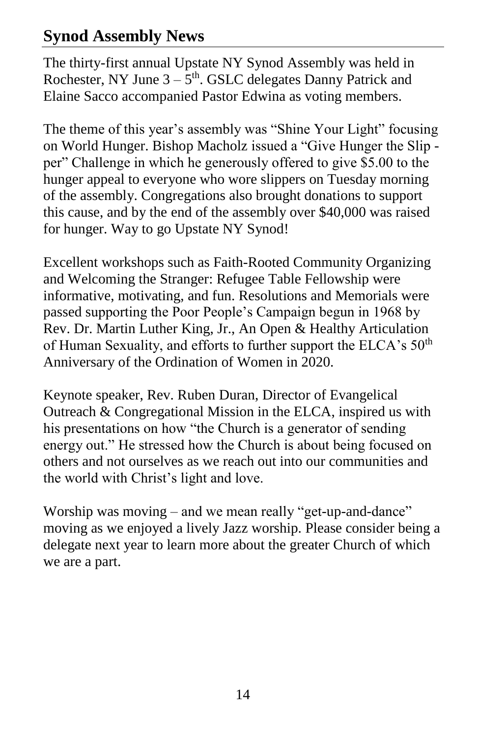## Synod Assembly News

The thirty-first annual Upstate NY Synod Assembly was held in Rochester, NY June 3 – 5th. GSLC delegates Danny Patrick and Elaine Sacco accompanied Pastor Edwina as voting members.

The theme of this year's assembly was "Shine Your Light" focusing on World Hunger. Bishop Macholz issued a "Give Hunger the Slip - per" Challenge in which he generously offered to give $5.00 to the hunger appeal to everyone who wore slippers on Tuesday morning of the assembly. Congregations also brought donations to support this cause, and by the end of the assembly over $40,000 was raised for hunger. Way to go Upstate NY Synod!

Excellent workshops such as Faith-Rooted Community Organizing and Welcoming the Stranger: Refugee Table Fellowship were informative, motivating, and fun. Resolutions and Memorials were passed supporting the Poor People's Campaign begun in 1968 by Rev. Dr. Martin Luther King, Jr., An Open & Healthy Articulation of Human Sexuality, and efforts to further support the ELCA's 50th Anniversary of the Ordination of Women in 2020.

Keynote speaker, Rev. Ruben Duran, Director of Evangelical Outreach & Congregational Mission in the ELCA, inspired us with his presentations on how "the Church is a generator of sending energy out." He stressed how the Church is about being focused on others and not ourselves as we reach out into our communities and the world with Christ's light and love.

Worship was moving – and we mean really "get-up-and-dance" moving as we enjoyed a lively Jazz worship. Please consider being a delegate next year to learn more about the greater Church of which we are a part.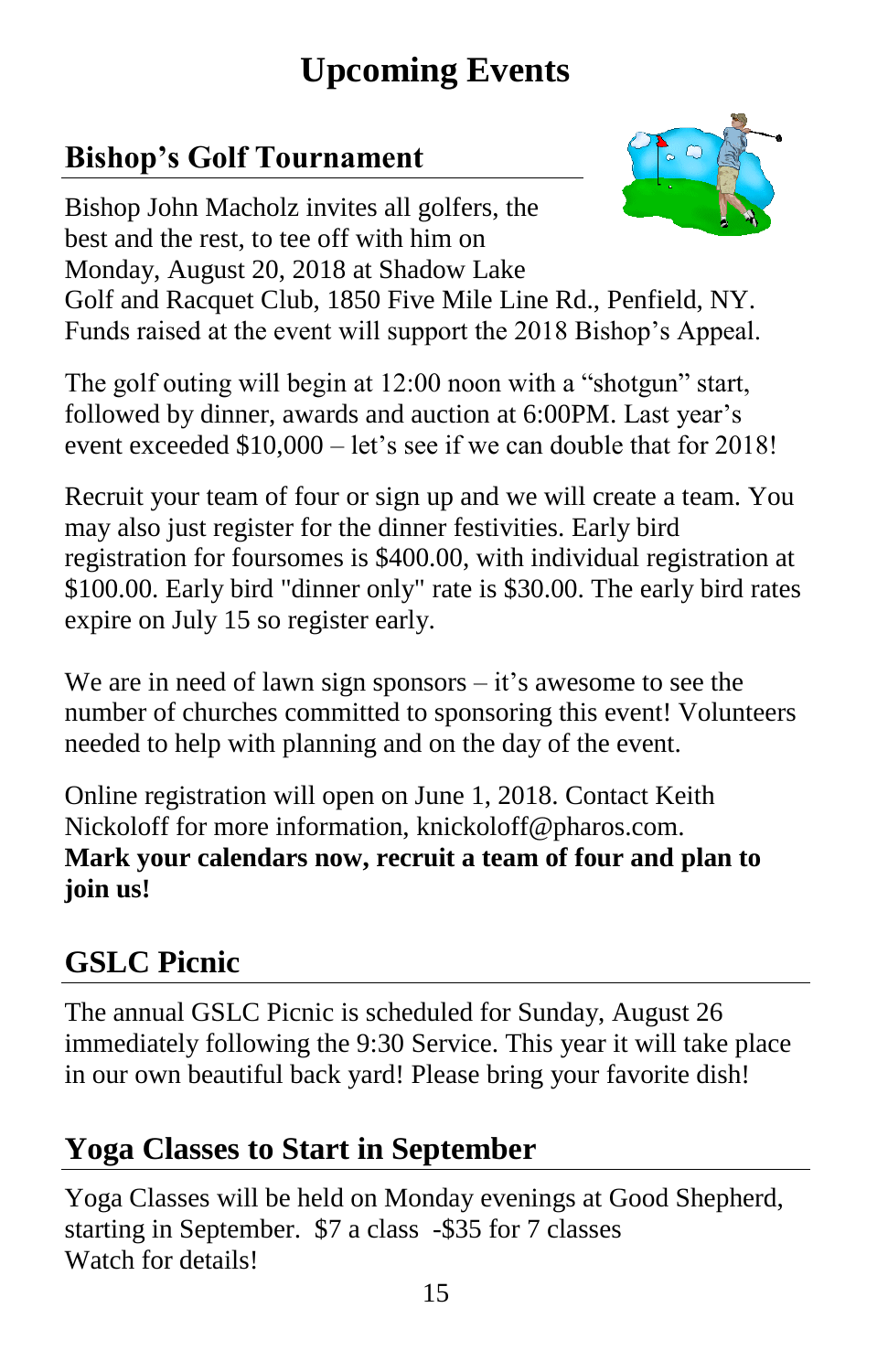# Upcoming Events

## Bishop's Golf Tournament

Bishop John Macholz invites all golfers, the best and the rest, to tee off with him on Monday, August 20, 2018 at Shadow Lake Golf and Racquet Club, 1850 Five Mile Line Rd., Penfield, NY. Funds raised at the event will support the 2018 Bishop's Appeal.

The golf outing will begin at 12:00 noon with a "shotgun" start, followed by dinner, awards and auction at 6:00PM. Last year's event exceeded $10,000 – let's see if we can double that for 2018!

Recruit your team of four or sign up and we will create a team. You may also just register for the dinner festivities. Early bird registration for foursomes is $400.00, with individual registration at $100.00. Early bird "dinner only" rate is $30.00. The early bird rates expire on July 15 so register early.

We are in need of lawn sign sponsors – it's awesome to see the number of churches committed to sponsoring this event! Volunteers needed to help with planning and on the day of the event.

Online registration will open on June 1, 2018. Contact Keith Nickoloff for more information, knickoloff@pharos.com.
**Mark your calendars now, recruit a team of four and plan to join us!**

## GSLC Picnic

The annual GSLC Picnic is scheduled for Sunday, August 26 immediately following the 9:30 Service. This year it will take place in our own beautiful back yard! Please bring your favorite dish!

## Yoga Classes to Start in September

Yoga Classes will be held on Monday evenings at Good Shepherd, starting in September. $7 a class -$35 for 7 classes
Watch for details!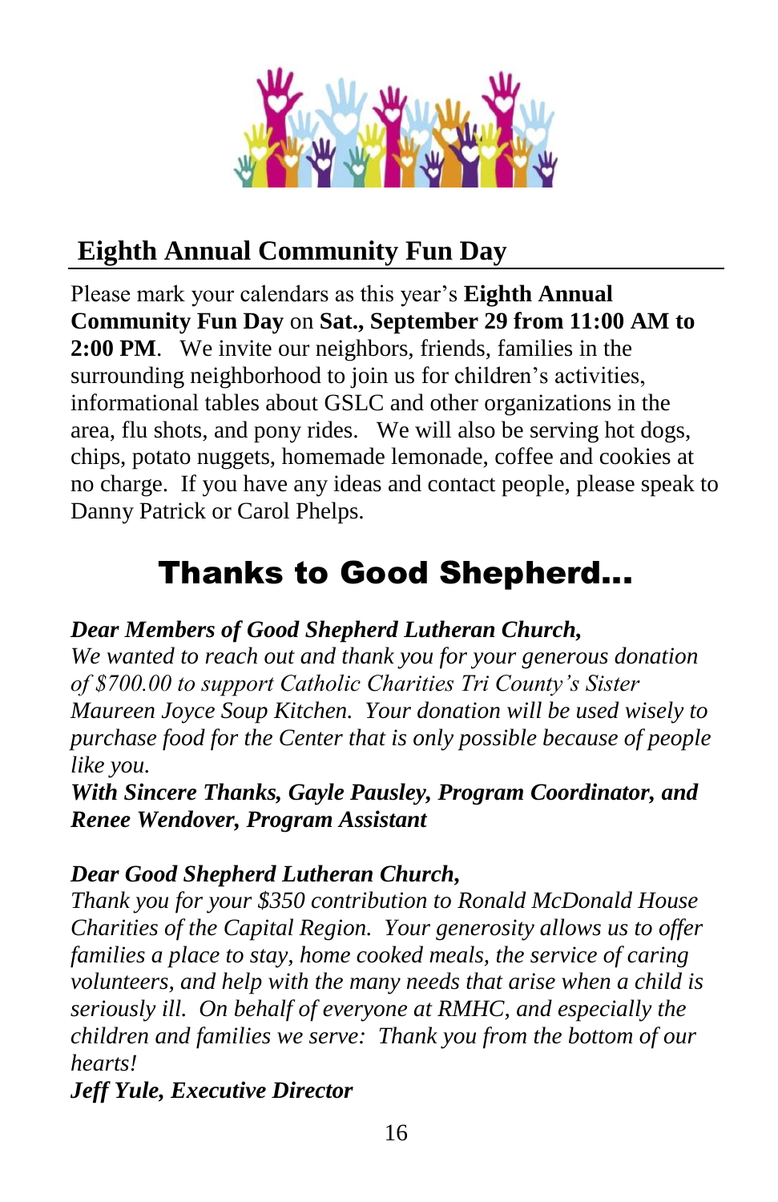## Eighth Annual Community Fun Day

Please mark your calendars as this year's **Eighth Annual Community Fun Day** on **Sat., September 29 from 11:00 AM to 2:00 PM**. We invite our neighbors, friends, families in the surrounding neighborhood to join us for children's activities, informational tables about GSLC and other organizations in the area, flu shots, and pony rides. We will also be serving hot dogs, chips, potato nuggets, homemade lemonade, coffee and cookies at no charge. If you have any ideas and contact people, please speak to Danny Patrick or Carol Phelps.

# Thanks to Good Shepherd...

***Dear Members of Good Shepherd Lutheran Church,***
*We wanted to reach out and thank you for your generous donation of $700.00 to support Catholic Charities Tri County's Sister Maureen Joyce Soup Kitchen. Your donation will be used wisely to purchase food for the Center that is only possible because of people like you.*
***With Sincere Thanks, Gayle Pausley, Program Coordinator, and Renee Wendover, Program Assistant***

***Dear Good Shepherd Lutheran Church,***
*Thank you for your $350 contribution to Ronald McDonald House Charities of the Capital Region. Your generosity allows us to offer families a place to stay, home cooked meals, the service of caring volunteers, and help with the many needs that arise when a child is seriously ill. On behalf of everyone at RMHC, and especially the children and families we serve: Thank you from the bottom of our hearts!*
***Jeff Yule, Executive Director***